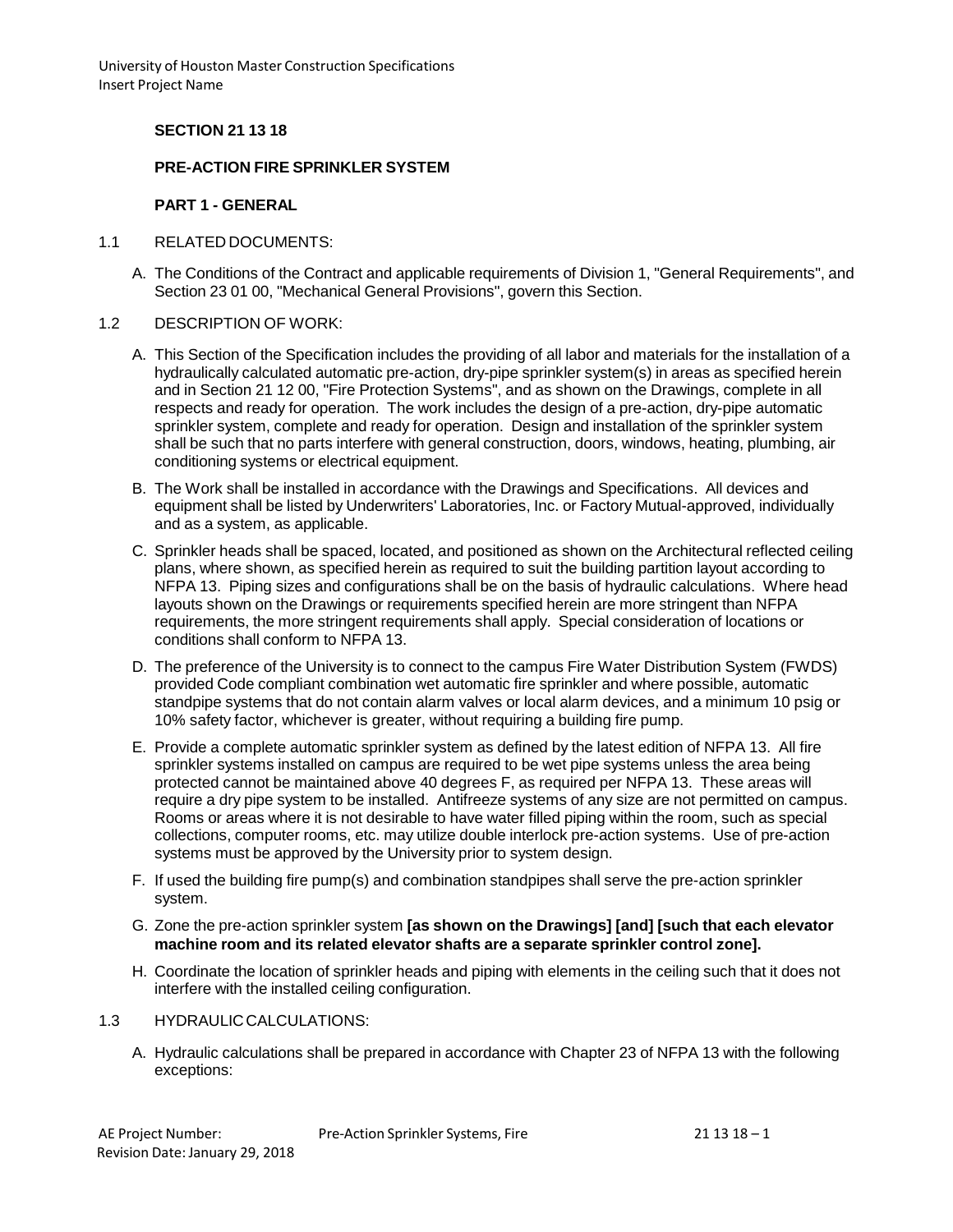## SECTION 21 13 18

## PRE-ACTION FIRE SPRINKLER SYSTEM

### PART 1 - GENERAL

1.1 RELATED DOCUMENTS:

A. The Conditions of the Contract and applicable requirements of Division 1, "General Requirements", and Section 23 01 00, "Mechanical General Provisions", govern this Section.

1.2 DESCRIPTION OF WORK:

A. This Section of the Specification includes the providing of all labor and materials for the installation of a hydraulically calculated automatic pre-action, dry-pipe sprinkler system(s) in areas as specified herein and in Section 21 12 00, "Fire Protection Systems", and as shown on the Drawings, complete in all respects and ready for operation. The work includes the design of a pre-action, dry-pipe automatic sprinkler system, complete and ready for operation. Design and installation of the sprinkler system shall be such that no parts interfere with general construction, doors, windows, heating, plumbing, air conditioning systems or electrical equipment.

B. The Work shall be installed in accordance with the Drawings and Specifications. All devices and equipment shall be listed by Underwriters' Laboratories, Inc. or Factory Mutual-approved, individually and as a system, as applicable.

C. Sprinkler heads shall be spaced, located, and positioned as shown on the Architectural reflected ceiling plans, where shown, as specified herein as required to suit the building partition layout according to NFPA 13. Piping sizes and configurations shall be on the basis of hydraulic calculations. Where head layouts shown on the Drawings or requirements specified herein are more stringent than NFPA requirements, the more stringent requirements shall apply. Special consideration of locations or conditions shall conform to NFPA 13.

D. The preference of the University is to connect to the campus Fire Water Distribution System (FWDS) provided Code compliant combination wet automatic fire sprinkler and where possible, automatic standpipe systems that do not contain alarm valves or local alarm devices, and a minimum 10 psig or 10% safety factor, whichever is greater, without requiring a building fire pump.

E. Provide a complete automatic sprinkler system as defined by the latest edition of NFPA 13. All fire sprinkler systems installed on campus are required to be wet pipe systems unless the area being protected cannot be maintained above 40 degrees F, as required per NFPA 13. These areas will require a dry pipe system to be installed. Antifreeze systems of any size are not permitted on campus. Rooms or areas where it is not desirable to have water filled piping within the room, such as special collections, computer rooms, etc. may utilize double interlock pre-action systems. Use of pre-action systems must be approved by the University prior to system design.

F. If used the building fire pump(s) and combination standpipes shall serve the pre-action sprinkler system.

G. Zone the pre-action sprinkler system **[as shown on the Drawings] [and] [such that each elevator machine room and its related elevator shafts are a separate sprinkler control zone].**

H. Coordinate the location of sprinkler heads and piping with elements in the ceiling such that it does not interfere with the installed ceiling configuration.

1.3 HYDRAULIC CALCULATIONS:

A. Hydraulic calculations shall be prepared in accordance with Chapter 23 of NFPA 13 with the following exceptions: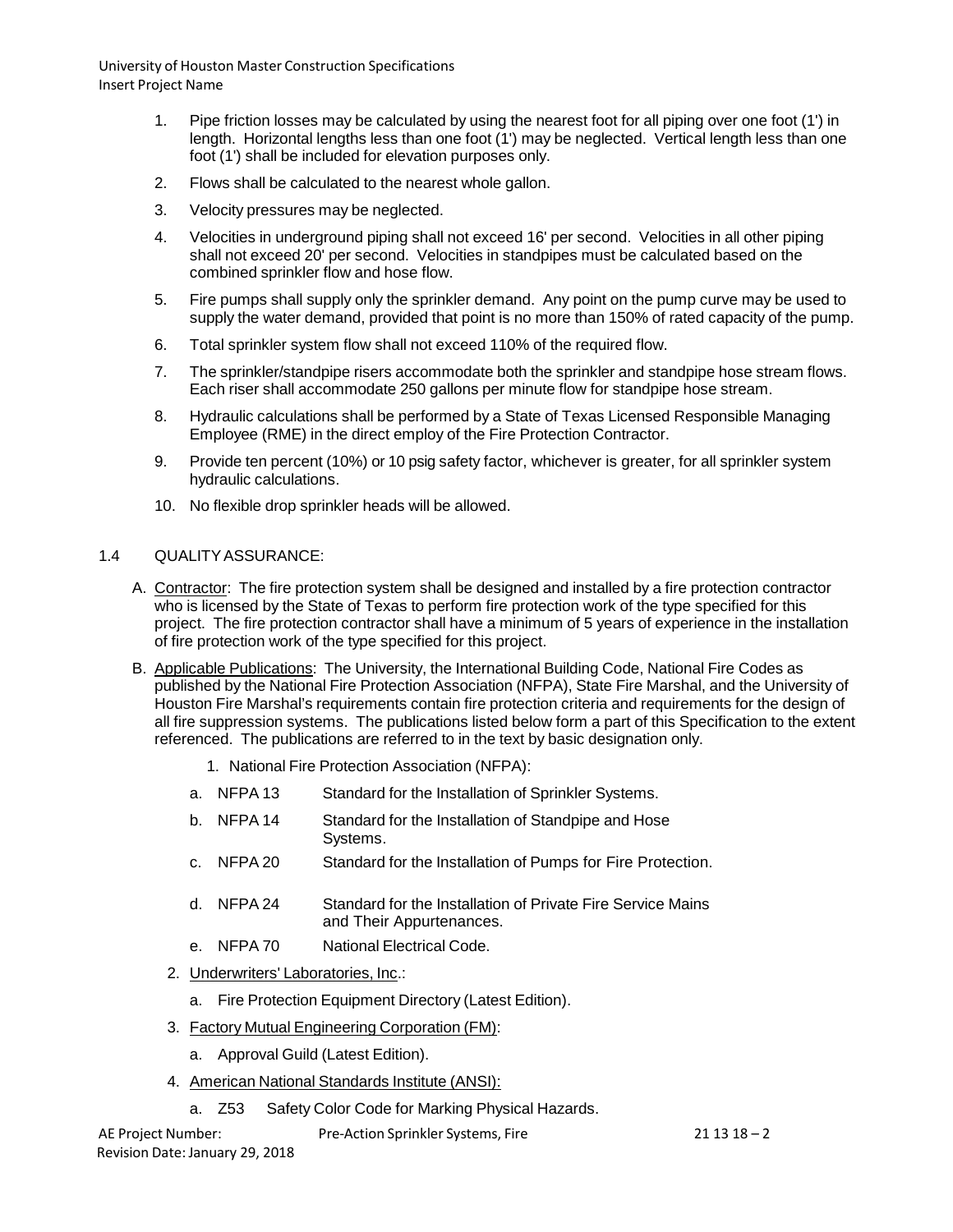1. Pipe friction losses may be calculated by using the nearest foot for all piping over one foot (1') in length. Horizontal lengths less than one foot (1') may be neglected. Vertical length less than one foot (1') shall be included for elevation purposes only.
2. Flows shall be calculated to the nearest whole gallon.
3. Velocity pressures may be neglected.
4. Velocities in underground piping shall not exceed 16' per second. Velocities in all other piping shall not exceed 20' per second. Velocities in standpipes must be calculated based on the combined sprinkler flow and hose flow.
5. Fire pumps shall supply only the sprinkler demand. Any point on the pump curve may be used to supply the water demand, provided that point is no more than 150% of rated capacity of the pump.
6. Total sprinkler system flow shall not exceed 110% of the required flow.
7. The sprinkler/standpipe risers accommodate both the sprinkler and standpipe hose stream flows. Each riser shall accommodate 250 gallons per minute flow for standpipe hose stream.
8. Hydraulic calculations shall be performed by a State of Texas Licensed Responsible Managing Employee (RME) in the direct employ of the Fire Protection Contractor.
9. Provide ten percent (10%) or 10 psig safety factor, whichever is greater, for all sprinkler system hydraulic calculations.
10. No flexible drop sprinkler heads will be allowed.

## 1.4 QUALITY ASSURANCE:

A. Contractor: The fire protection system shall be designed and installed by a fire protection contractor who is licensed by the State of Texas to perform fire protection work of the type specified for this project. The fire protection contractor shall have a minimum of 5 years of experience in the installation of fire protection work of the type specified for this project.

B. Applicable Publications: The University, the International Building Code, National Fire Codes as published by the National Fire Protection Association (NFPA), State Fire Marshal, and the University of Houston Fire Marshal's requirements contain fire protection criteria and requirements for the design of all fire suppression systems. The publications listed below form a part of this Specification to the extent referenced. The publications are referred to in the text by basic designation only.

1. National Fire Protection Association (NFPA):
   a. NFPA 13 Standard for the Installation of Sprinkler Systems.
   b. NFPA 14 Standard for the Installation of Standpipe and Hose Systems.
   c. NFPA 20 Standard for the Installation of Pumps for Fire Protection.
   d. NFPA 24 Standard for the Installation of Private Fire Service Mains and Their Appurtenances.
   e. NFPA 70 National Electrical Code.
2. Underwriters' Laboratories, Inc.:
   a. Fire Protection Equipment Directory (Latest Edition).
3. Factory Mutual Engineering Corporation (FM):
   a. Approval Guild (Latest Edition).
4. American National Standards Institute (ANSI):
   a. Z53 Safety Color Code for Marking Physical Hazards.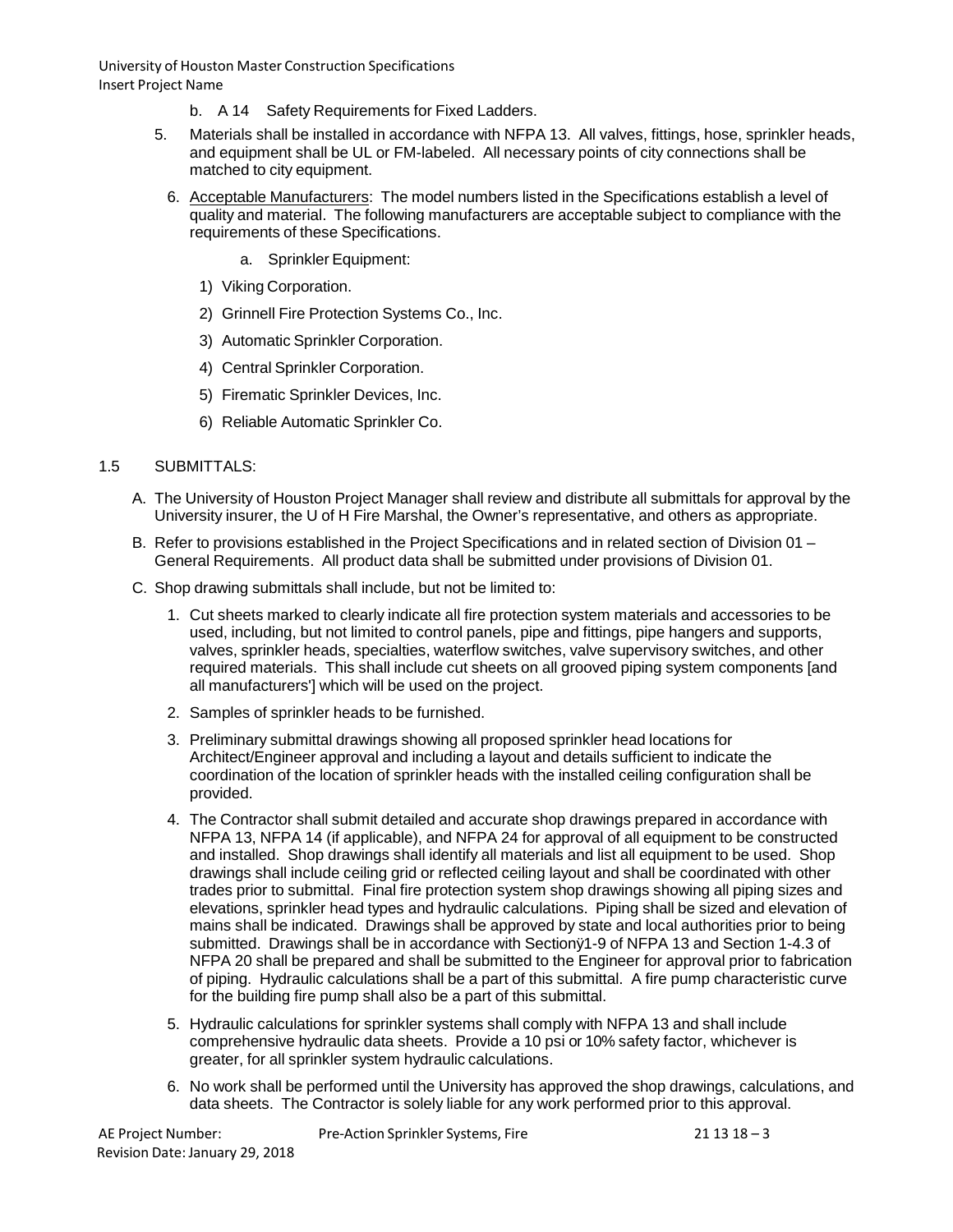b. A 14 Safety Requirements for Fixed Ladders.

5. Materials shall be installed in accordance with NFPA 13. All valves, fittings, hose, sprinkler heads, and equipment shall be UL or FM-labeled. All necessary points of city connections shall be matched to city equipment.

6. Acceptable Manufacturers: The model numbers listed in the Specifications establish a level of quality and material. The following manufacturers are acceptable subject to compliance with the requirements of these Specifications.

   a. Sprinkler Equipment:

   1) Viking Corporation.
   2) Grinnell Fire Protection Systems Co., Inc.
   3) Automatic Sprinkler Corporation.
   4) Central Sprinkler Corporation.
   5) Firematic Sprinkler Devices, Inc.
   6) Reliable Automatic Sprinkler Co.

## 1.5 SUBMITTALS:

A. The University of Houston Project Manager shall review and distribute all submittals for approval by the University insurer, the U of H Fire Marshal, the Owner's representative, and others as appropriate.

B. Refer to provisions established in the Project Specifications and in related section of Division 01 – General Requirements. All product data shall be submitted under provisions of Division 01.

C. Shop drawing submittals shall include, but not be limited to:

1. Cut sheets marked to clearly indicate all fire protection system materials and accessories to be used, including, but not limited to control panels, pipe and fittings, pipe hangers and supports, valves, sprinkler heads, specialties, waterflow switches, valve supervisory switches, and other required materials. This shall include cut sheets on all grooved piping system components [and all manufacturers'] which will be used on the project.

2. Samples of sprinkler heads to be furnished.

3. Preliminary submittal drawings showing all proposed sprinkler head locations for Architect/Engineer approval and including a layout and details sufficient to indicate the coordination of the location of sprinkler heads with the installed ceiling configuration shall be provided.

4. The Contractor shall submit detailed and accurate shop drawings prepared in accordance with NFPA 13, NFPA 14 (if applicable), and NFPA 24 for approval of all equipment to be constructed and installed. Shop drawings shall identify all materials and list all equipment to be used. Shop drawings shall include ceiling grid or reflected ceiling layout and shall be coordinated with other trades prior to submittal. Final fire protection system shop drawings showing all piping sizes and elevations, sprinkler head types and hydraulic calculations. Piping shall be sized and elevation of mains shall be indicated. Drawings shall be approved by state and local authorities prior to being submitted. Drawings shall be in accordance with Sectionÿ1-9 of NFPA 13 and Section 1-4.3 of NFPA 20 shall be prepared and shall be submitted to the Engineer for approval prior to fabrication of piping. Hydraulic calculations shall be a part of this submittal. A fire pump characteristic curve for the building fire pump shall also be a part of this submittal.

5. Hydraulic calculations for sprinkler systems shall comply with NFPA 13 and shall include comprehensive hydraulic data sheets. Provide a 10 psi or 10% safety factor, whichever is greater, for all sprinkler system hydraulic calculations.

6. No work shall be performed until the University has approved the shop drawings, calculations, and data sheets. The Contractor is solely liable for any work performed prior to this approval.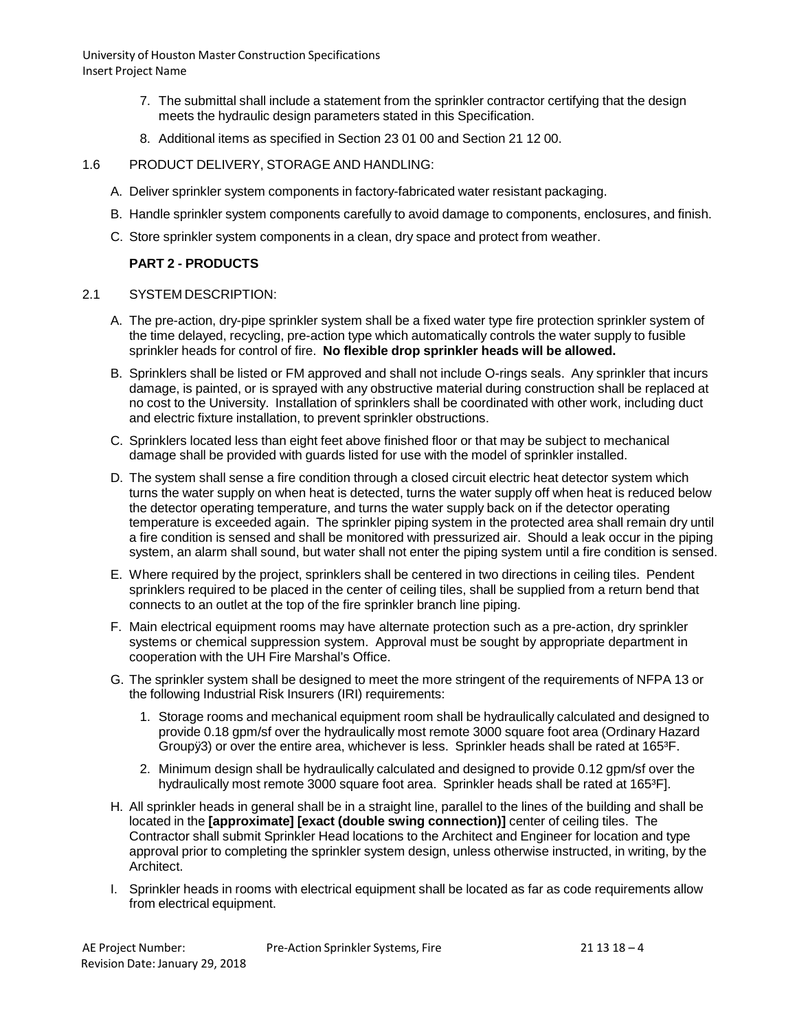7. The submittal shall include a statement from the sprinkler contractor certifying that the design meets the hydraulic design parameters stated in this Specification.
8. Additional items as specified in Section 23 01 00 and Section 21 12 00.

1.6 PRODUCT DELIVERY, STORAGE AND HANDLING:

A. Deliver sprinkler system components in factory-fabricated water resistant packaging.

B. Handle sprinkler system components carefully to avoid damage to components, enclosures, and finish.

C. Store sprinkler system components in a clean, dry space and protect from weather.

## PART 2 - PRODUCTS

2.1 SYSTEM DESCRIPTION:

A. The pre-action, dry-pipe sprinkler system shall be a fixed water type fire protection sprinkler system of the time delayed, recycling, pre-action type which automatically controls the water supply to fusible sprinkler heads for control of fire. **No flexible drop sprinkler heads will be allowed.**

B. Sprinklers shall be listed or FM approved and shall not include O-rings seals. Any sprinkler that incurs damage, is painted, or is sprayed with any obstructive material during construction shall be replaced at no cost to the University. Installation of sprinklers shall be coordinated with other work, including duct and electric fixture installation, to prevent sprinkler obstructions.

C. Sprinklers located less than eight feet above finished floor or that may be subject to mechanical damage shall be provided with guards listed for use with the model of sprinkler installed.

D. The system shall sense a fire condition through a closed circuit electric heat detector system which turns the water supply on when heat is detected, turns the water supply off when heat is reduced below the detector operating temperature, and turns the water supply back on if the detector operating temperature is exceeded again. The sprinkler piping system in the protected area shall remain dry until a fire condition is sensed and shall be monitored with pressurized air. Should a leak occur in the piping system, an alarm shall sound, but water shall not enter the piping system until a fire condition is sensed.

E. Where required by the project, sprinklers shall be centered in two directions in ceiling tiles. Pendent sprinklers required to be placed in the center of ceiling tiles, shall be supplied from a return bend that connects to an outlet at the top of the fire sprinkler branch line piping.

F. Main electrical equipment rooms may have alternate protection such as a pre-action, dry sprinkler systems or chemical suppression system. Approval must be sought by appropriate department in cooperation with the UH Fire Marshal's Office.

G. The sprinkler system shall be designed to meet the more stringent of the requirements of NFPA 13 or the following Industrial Risk Insurers (IRI) requirements:

1. Storage rooms and mechanical equipment room shall be hydraulically calculated and designed to provide 0.18 gpm/sf over the hydraulically most remote 3000 square foot area (Ordinary Hazard Groupÿ3) or over the entire area, whichever is less. Sprinkler heads shall be rated at 165³F.
2. Minimum design shall be hydraulically calculated and designed to provide 0.12 gpm/sf over the hydraulically most remote 3000 square foot area. Sprinkler heads shall be rated at 165³F].

H. All sprinkler heads in general shall be in a straight line, parallel to the lines of the building and shall be located in the **[approximate] [exact (double swing connection)]** center of ceiling tiles. The Contractor shall submit Sprinkler Head locations to the Architect and Engineer for location and type approval prior to completing the sprinkler system design, unless otherwise instructed, in writing, by the Architect.

I. Sprinkler heads in rooms with electrical equipment shall be located as far as code requirements allow from electrical equipment.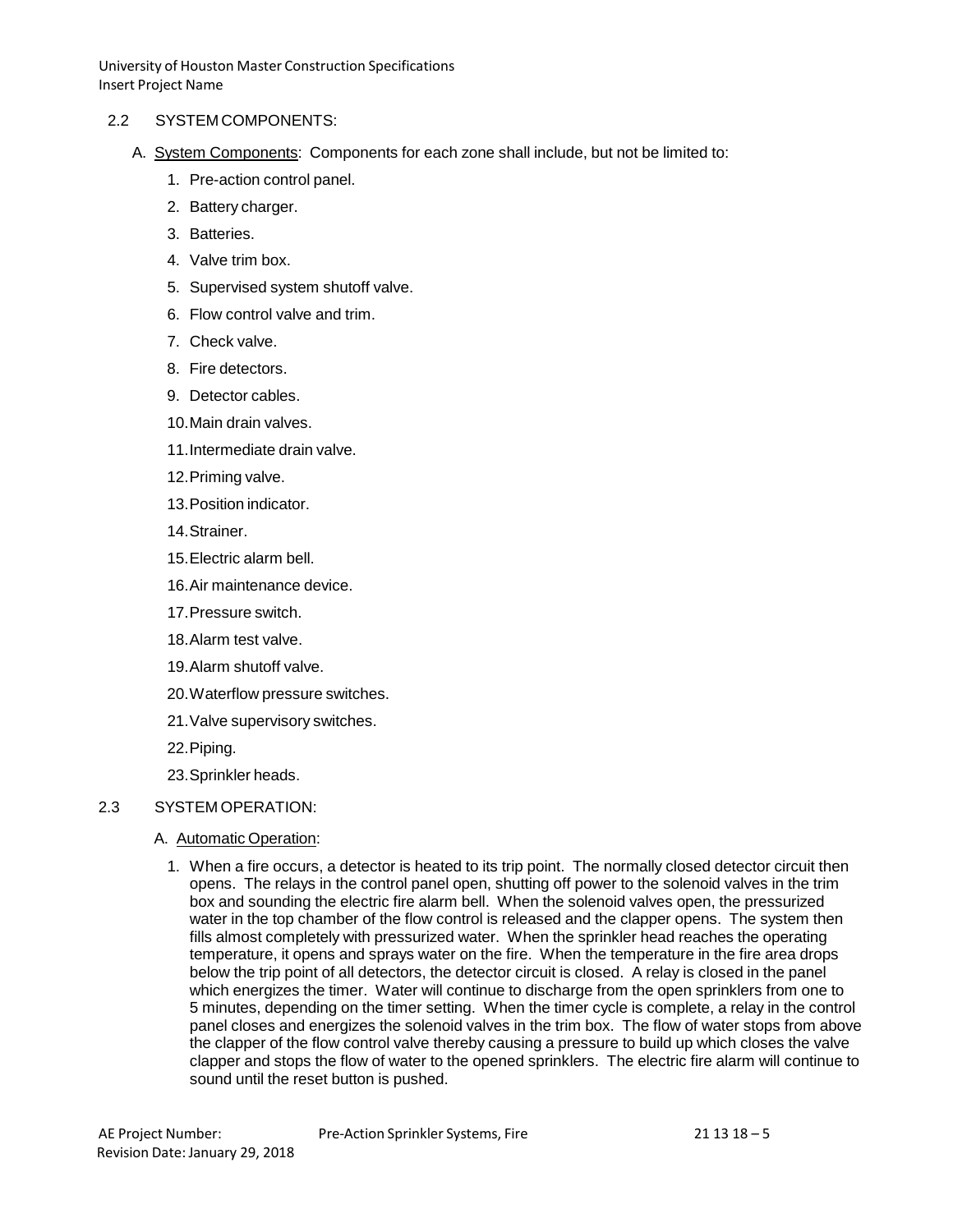## 2.2 SYSTEM COMPONENTS:

A. System Components: Components for each zone shall include, but not be limited to:

1. Pre-action control panel.
2. Battery charger.
3. Batteries.
4. Valve trim box.
5. Supervised system shutoff valve.
6. Flow control valve and trim.
7. Check valve.
8. Fire detectors.
9. Detector cables.
10. Main drain valves.
11. Intermediate drain valve.
12. Priming valve.
13. Position indicator.
14. Strainer.
15. Electric alarm bell.
16. Air maintenance device.
17. Pressure switch.
18. Alarm test valve.
19. Alarm shutoff valve.
20. Waterflow pressure switches.
21. Valve supervisory switches.
22. Piping.
23. Sprinkler heads.

## 2.3 SYSTEM OPERATION:

A. Automatic Operation:

1. When a fire occurs, a detector is heated to its trip point. The normally closed detector circuit then opens. The relays in the control panel open, shutting off power to the solenoid valves in the trim box and sounding the electric fire alarm bell. When the solenoid valves open, the pressurized water in the top chamber of the flow control is released and the clapper opens. The system then fills almost completely with pressurized water. When the sprinkler head reaches the operating temperature, it opens and sprays water on the fire. When the temperature in the fire area drops below the trip point of all detectors, the detector circuit is closed. A relay is closed in the panel which energizes the timer. Water will continue to discharge from the open sprinklers from one to 5 minutes, depending on the timer setting. When the timer cycle is complete, a relay in the control panel closes and energizes the solenoid valves in the trim box. The flow of water stops from above the clapper of the flow control valve thereby causing a pressure to build up which closes the valve clapper and stops the flow of water to the opened sprinklers. The electric fire alarm will continue to sound until the reset button is pushed.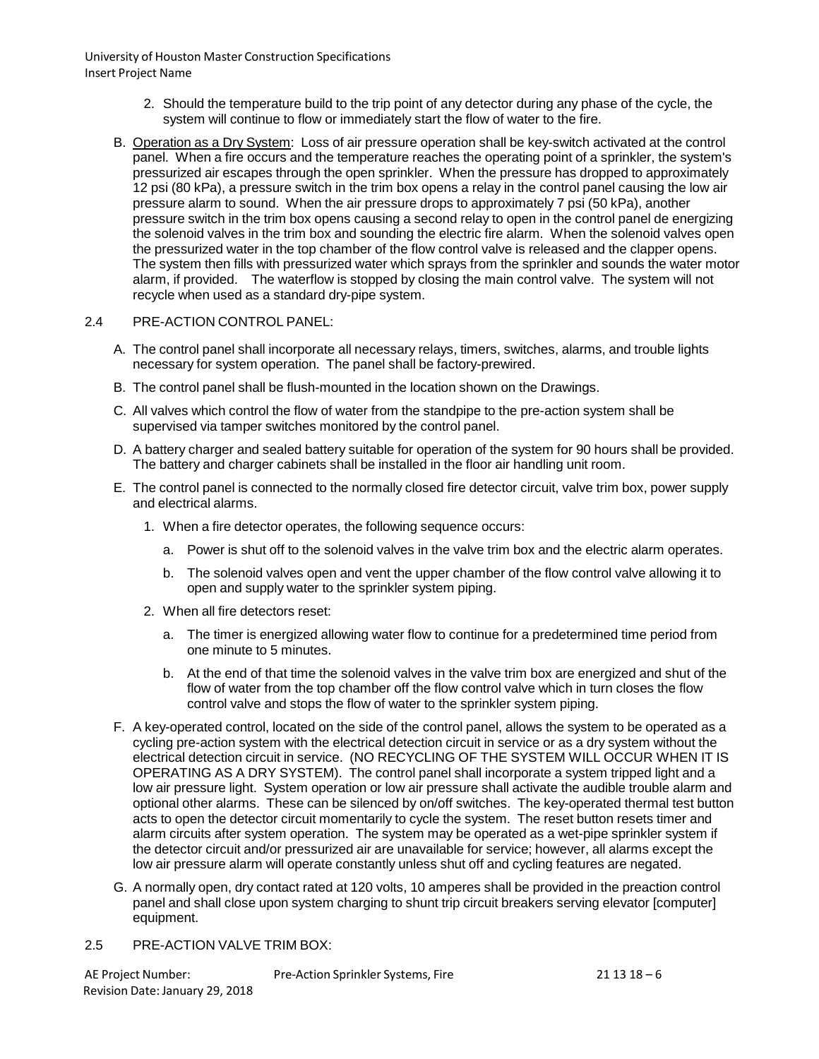2. Should the temperature build to the trip point of any detector during any phase of the cycle, the system will continue to flow or immediately start the flow of water to the fire.

B. Operation as a Dry System: Loss of air pressure operation shall be key-switch activated at the control panel. When a fire occurs and the temperature reaches the operating point of a sprinkler, the system's pressurized air escapes through the open sprinkler. When the pressure has dropped to approximately 12 psi (80 kPa), a pressure switch in the trim box opens a relay in the control panel causing the low air pressure alarm to sound. When the air pressure drops to approximately 7 psi (50 kPa), another pressure switch in the trim box opens causing a second relay to open in the control panel de energizing the solenoid valves in the trim box and sounding the electric fire alarm. When the solenoid valves open the pressurized water in the top chamber of the flow control valve is released and the clapper opens. The system then fills with pressurized water which sprays from the sprinkler and sounds the water motor alarm, if provided. The waterflow is stopped by closing the main control valve. The system will not recycle when used as a standard dry-pipe system.

## 2.4 PRE-ACTION CONTROL PANEL:

A. The control panel shall incorporate all necessary relays, timers, switches, alarms, and trouble lights necessary for system operation. The panel shall be factory-prewired.

B. The control panel shall be flush-mounted in the location shown on the Drawings.

C. All valves which control the flow of water from the standpipe to the pre-action system shall be supervised via tamper switches monitored by the control panel.

D. A battery charger and sealed battery suitable for operation of the system for 90 hours shall be provided. The battery and charger cabinets shall be installed in the floor air handling unit room.

E. The control panel is connected to the normally closed fire detector circuit, valve trim box, power supply and electrical alarms.

1. When a fire detector operates, the following sequence occurs:

   a. Power is shut off to the solenoid valves in the valve trim box and the electric alarm operates.

   b. The solenoid valves open and vent the upper chamber of the flow control valve allowing it to open and supply water to the sprinkler system piping.

2. When all fire detectors reset:

   a. The timer is energized allowing water flow to continue for a predetermined time period from one minute to 5 minutes.

   b. At the end of that time the solenoid valves in the valve trim box are energized and shut of the flow of water from the top chamber off the flow control valve which in turn closes the flow control valve and stops the flow of water to the sprinkler system piping.

F. A key-operated control, located on the side of the control panel, allows the system to be operated as a cycling pre-action system with the electrical detection circuit in service or as a dry system without the electrical detection circuit in service. (NO RECYCLING OF THE SYSTEM WILL OCCUR WHEN IT IS OPERATING AS A DRY SYSTEM). The control panel shall incorporate a system tripped light and a low air pressure light. System operation or low air pressure shall activate the audible trouble alarm and optional other alarms. These can be silenced by on/off switches. The key-operated thermal test button acts to open the detector circuit momentarily to cycle the system. The reset button resets timer and alarm circuits after system operation. The system may be operated as a wet-pipe sprinkler system if the detector circuit and/or pressurized air are unavailable for service; however, all alarms except the low air pressure alarm will operate constantly unless shut off and cycling features are negated.

G. A normally open, dry contact rated at 120 volts, 10 amperes shall be provided in the preaction control panel and shall close upon system charging to shunt trip circuit breakers serving elevator [computer] equipment.

## 2.5 PRE-ACTION VALVE TRIM BOX: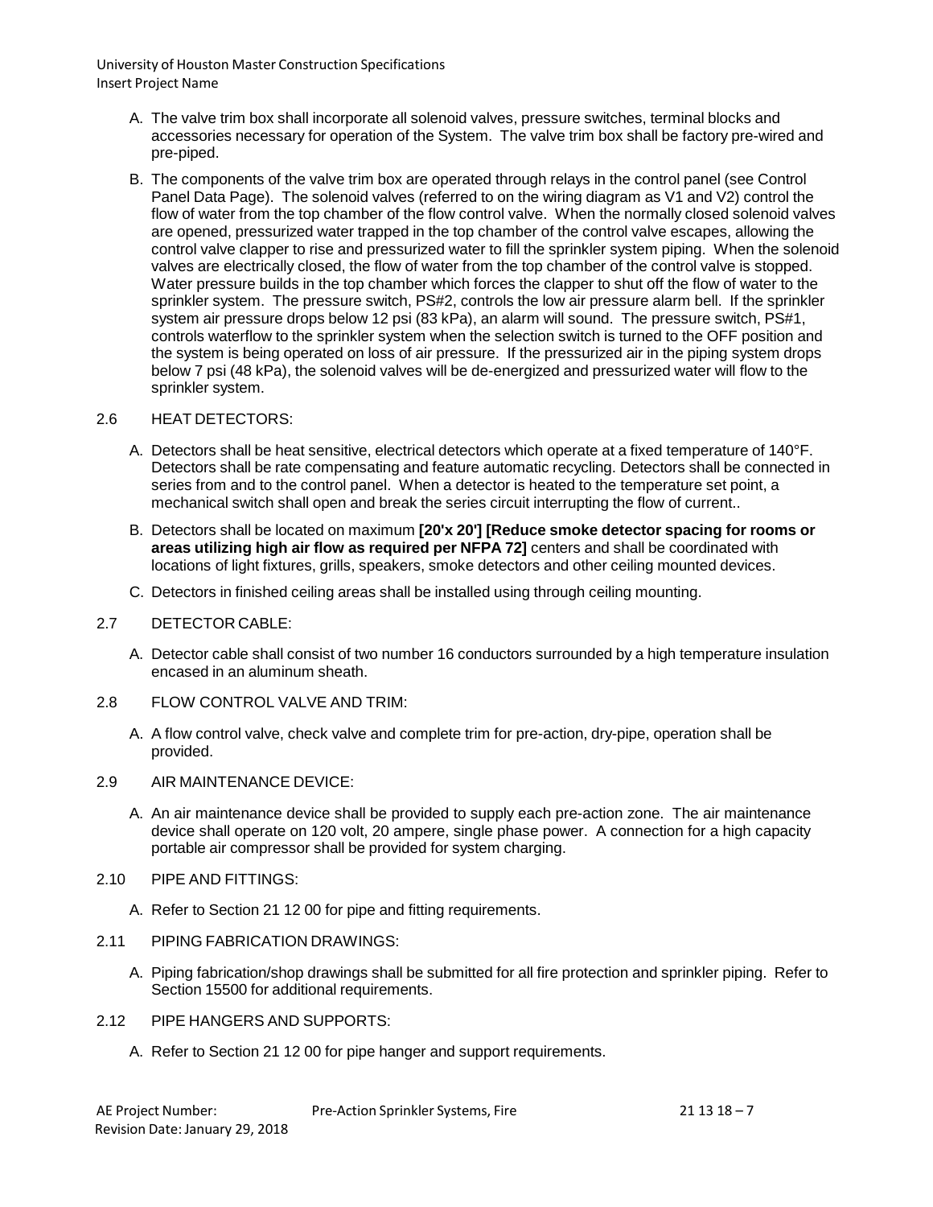A. The valve trim box shall incorporate all solenoid valves, pressure switches, terminal blocks and accessories necessary for operation of the System. The valve trim box shall be factory pre-wired and pre-piped.

B. The components of the valve trim box are operated through relays in the control panel (see Control Panel Data Page). The solenoid valves (referred to on the wiring diagram as V1 and V2) control the flow of water from the top chamber of the flow control valve. When the normally closed solenoid valves are opened, pressurized water trapped in the top chamber of the control valve escapes, allowing the control valve clapper to rise and pressurized water to fill the sprinkler system piping. When the solenoid valves are electrically closed, the flow of water from the top chamber of the control valve is stopped. Water pressure builds in the top chamber which forces the clapper to shut off the flow of water to the sprinkler system. The pressure switch, PS#2, controls the low air pressure alarm bell. If the sprinkler system air pressure drops below 12 psi (83 kPa), an alarm will sound. The pressure switch, PS#1, controls waterflow to the sprinkler system when the selection switch is turned to the OFF position and the system is being operated on loss of air pressure. If the pressurized air in the piping system drops below 7 psi (48 kPa), the solenoid valves will be de-energized and pressurized water will flow to the sprinkler system.

2.6 HEAT DETECTORS:

A. Detectors shall be heat sensitive, electrical detectors which operate at a fixed temperature of 140°F. Detectors shall be rate compensating and feature automatic recycling. Detectors shall be connected in series from and to the control panel. When a detector is heated to the temperature set point, a mechanical switch shall open and break the series circuit interrupting the flow of current..

B. Detectors shall be located on maximum **[20'x 20'] [Reduce smoke detector spacing for rooms or areas utilizing high air flow as required per NFPA 72]** centers and shall be coordinated with locations of light fixtures, grills, speakers, smoke detectors and other ceiling mounted devices.

C. Detectors in finished ceiling areas shall be installed using through ceiling mounting.

2.7 DETECTOR CABLE:

A. Detector cable shall consist of two number 16 conductors surrounded by a high temperature insulation encased in an aluminum sheath.

2.8 FLOW CONTROL VALVE AND TRIM:

A. A flow control valve, check valve and complete trim for pre-action, dry-pipe, operation shall be provided.

2.9 AIR MAINTENANCE DEVICE:

A. An air maintenance device shall be provided to supply each pre-action zone. The air maintenance device shall operate on 120 volt, 20 ampere, single phase power. A connection for a high capacity portable air compressor shall be provided for system charging.

2.10 PIPE AND FITTINGS:

A. Refer to Section 21 12 00 for pipe and fitting requirements.

2.11 PIPING FABRICATION DRAWINGS:

A. Piping fabrication/shop drawings shall be submitted for all fire protection and sprinkler piping. Refer to Section 15500 for additional requirements.

2.12 PIPE HANGERS AND SUPPORTS:

A. Refer to Section 21 12 00 for pipe hanger and support requirements.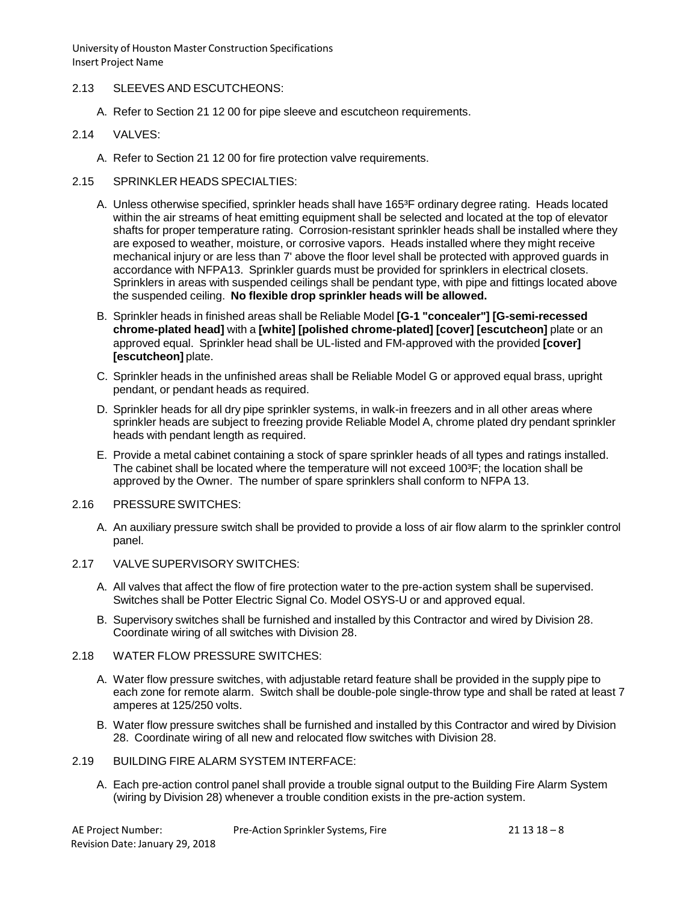### 2.13 SLEEVES AND ESCUTCHEONS:

A. Refer to Section 21 12 00 for pipe sleeve and escutcheon requirements.

### 2.14 VALVES:

A. Refer to Section 21 12 00 for fire protection valve requirements.

### 2.15 SPRINKLER HEADS SPECIALTIES:

A. Unless otherwise specified, sprinkler heads shall have 165³F ordinary degree rating. Heads located within the air streams of heat emitting equipment shall be selected and located at the top of elevator shafts for proper temperature rating. Corrosion-resistant sprinkler heads shall be installed where they are exposed to weather, moisture, or corrosive vapors. Heads installed where they might receive mechanical injury or are less than 7' above the floor level shall be protected with approved guards in accordance with NFPA13. Sprinkler guards must be provided for sprinklers in electrical closets. Sprinklers in areas with suspended ceilings shall be pendant type, with pipe and fittings located above the suspended ceiling. **No flexible drop sprinkler heads will be allowed.**

B. Sprinkler heads in finished areas shall be Reliable Model **[G-1 "concealer"] [G-semi-recessed chrome-plated head]** with a **[white] [polished chrome-plated] [cover] [escutcheon]** plate or an approved equal. Sprinkler head shall be UL-listed and FM-approved with the provided **[cover] [escutcheon]** plate.

C. Sprinkler heads in the unfinished areas shall be Reliable Model G or approved equal brass, upright pendant, or pendant heads as required.

D. Sprinkler heads for all dry pipe sprinkler systems, in walk-in freezers and in all other areas where sprinkler heads are subject to freezing provide Reliable Model A, chrome plated dry pendant sprinkler heads with pendant length as required.

E. Provide a metal cabinet containing a stock of spare sprinkler heads of all types and ratings installed. The cabinet shall be located where the temperature will not exceed 100³F; the location shall be approved by the Owner. The number of spare sprinklers shall conform to NFPA 13.

### 2.16 PRESSURE SWITCHES:

A. An auxiliary pressure switch shall be provided to provide a loss of air flow alarm to the sprinkler control panel.

### 2.17 VALVE SUPERVISORY SWITCHES:

A. All valves that affect the flow of fire protection water to the pre-action system shall be supervised. Switches shall be Potter Electric Signal Co. Model OSYS-U or and approved equal.

B. Supervisory switches shall be furnished and installed by this Contractor and wired by Division 28. Coordinate wiring of all switches with Division 28.

### 2.18 WATER FLOW PRESSURE SWITCHES:

A. Water flow pressure switches, with adjustable retard feature shall be provided in the supply pipe to each zone for remote alarm. Switch shall be double-pole single-throw type and shall be rated at least 7 amperes at 125/250 volts.

B. Water flow pressure switches shall be furnished and installed by this Contractor and wired by Division 28. Coordinate wiring of all new and relocated flow switches with Division 28.

### 2.19 BUILDING FIRE ALARM SYSTEM INTERFACE:

A. Each pre-action control panel shall provide a trouble signal output to the Building Fire Alarm System (wiring by Division 28) whenever a trouble condition exists in the pre-action system.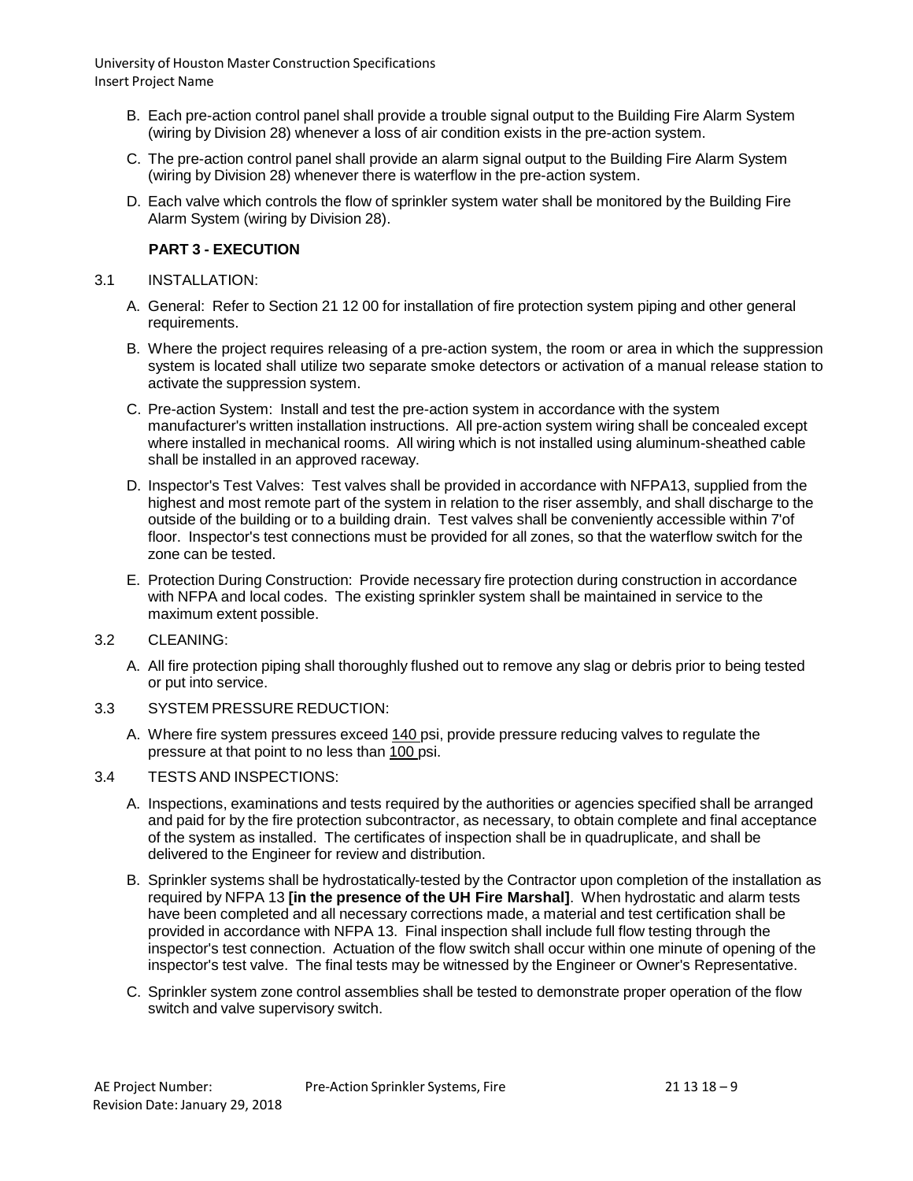B. Each pre-action control panel shall provide a trouble signal output to the Building Fire Alarm System (wiring by Division 28) whenever a loss of air condition exists in the pre-action system.

C. The pre-action control panel shall provide an alarm signal output to the Building Fire Alarm System (wiring by Division 28) whenever there is waterflow in the pre-action system.

D. Each valve which controls the flow of sprinkler system water shall be monitored by the Building Fire Alarm System (wiring by Division 28).

## PART 3 - EXECUTION

3.1 INSTALLATION:

A. General: Refer to Section 21 12 00 for installation of fire protection system piping and other general requirements.

B. Where the project requires releasing of a pre-action system, the room or area in which the suppression system is located shall utilize two separate smoke detectors or activation of a manual release station to activate the suppression system.

C. Pre-action System: Install and test the pre-action system in accordance with the system manufacturer's written installation instructions. All pre-action system wiring shall be concealed except where installed in mechanical rooms. All wiring which is not installed using aluminum-sheathed cable shall be installed in an approved raceway.

D. Inspector's Test Valves: Test valves shall be provided in accordance with NFPA13, supplied from the highest and most remote part of the system in relation to the riser assembly, and shall discharge to the outside of the building or to a building drain. Test valves shall be conveniently accessible within 7'of floor. Inspector's test connections must be provided for all zones, so that the waterflow switch for the zone can be tested.

E. Protection During Construction: Provide necessary fire protection during construction in accordance with NFPA and local codes. The existing sprinkler system shall be maintained in service to the maximum extent possible.

3.2 CLEANING:

A. All fire protection piping shall thoroughly flushed out to remove any slag or debris prior to being tested or put into service.

3.3 SYSTEM PRESSURE REDUCTION:

A. Where fire system pressures exceed 140 psi, provide pressure reducing valves to regulate the pressure at that point to no less than 100 psi.

3.4 TESTS AND INSPECTIONS:

A. Inspections, examinations and tests required by the authorities or agencies specified shall be arranged and paid for by the fire protection subcontractor, as necessary, to obtain complete and final acceptance of the system as installed. The certificates of inspection shall be in quadruplicate, and shall be delivered to the Engineer for review and distribution.

B. Sprinkler systems shall be hydrostatically-tested by the Contractor upon completion of the installation as required by NFPA 13 **[in the presence of the UH Fire Marshal]**. When hydrostatic and alarm tests have been completed and all necessary corrections made, a material and test certification shall be provided in accordance with NFPA 13. Final inspection shall include full flow testing through the inspector's test connection. Actuation of the flow switch shall occur within one minute of opening of the inspector's test valve. The final tests may be witnessed by the Engineer or Owner's Representative.

C. Sprinkler system zone control assemblies shall be tested to demonstrate proper operation of the flow switch and valve supervisory switch.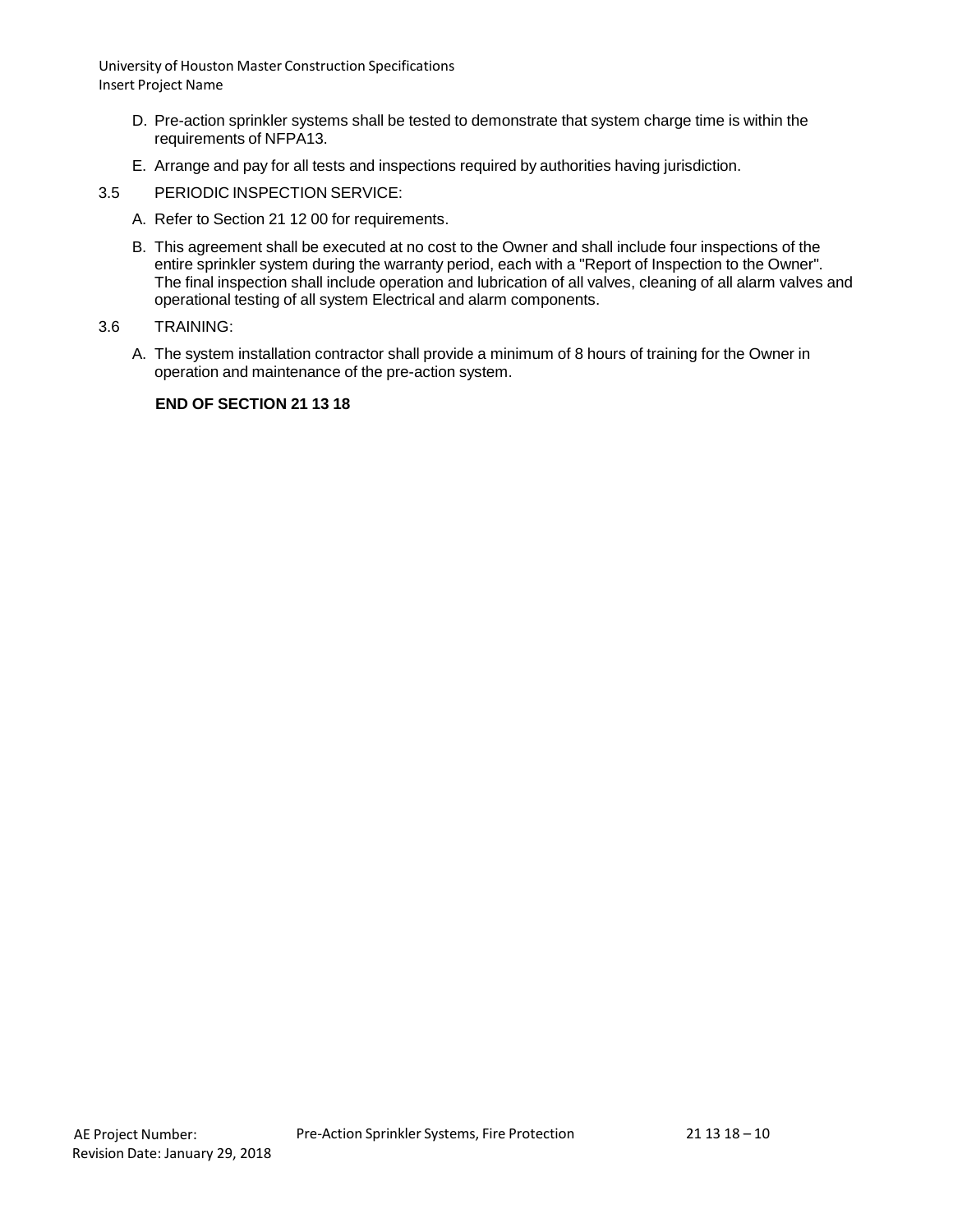D. Pre-action sprinkler systems shall be tested to demonstrate that system charge time is within the requirements of NFPA13.

E. Arrange and pay for all tests and inspections required by authorities having jurisdiction.

3.5 PERIODIC INSPECTION SERVICE:

A. Refer to Section 21 12 00 for requirements.

B. This agreement shall be executed at no cost to the Owner and shall include four inspections of the entire sprinkler system during the warranty period, each with a "Report of Inspection to the Owner". The final inspection shall include operation and lubrication of all valves, cleaning of all alarm valves and operational testing of all system Electrical and alarm components.

3.6 TRAINING:

A. The system installation contractor shall provide a minimum of 8 hours of training for the Owner in operation and maintenance of the pre-action system.

**END OF SECTION 21 13 18**